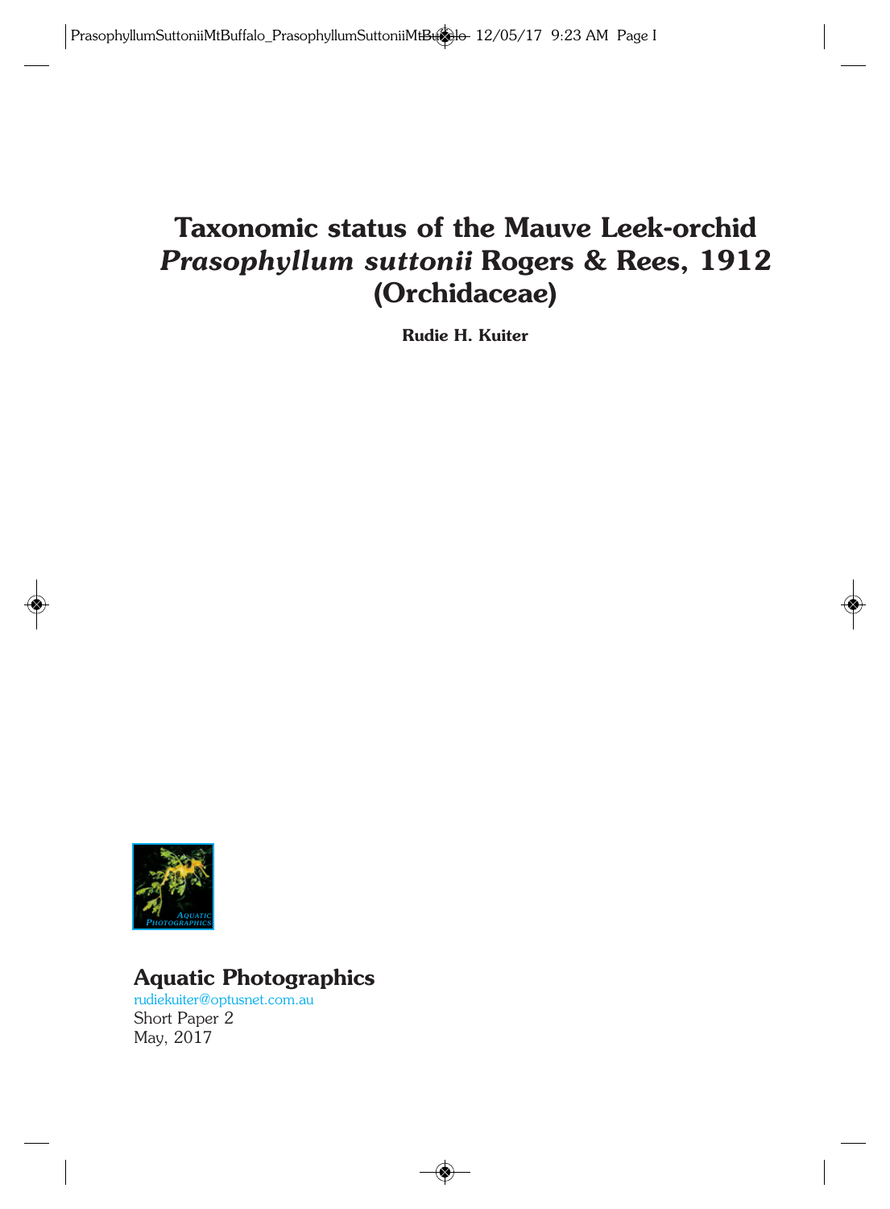# Taxonomic status of the Mauve Leek-orchid *Prasophyllum suttonii* Rogers & Rees, 1912 (Orchidaceae)

**Rudie H. Kuiter**

**Aquatic Photographics**

rudiekuiter@optusnet.com.au

Short Paper 2

May, 2017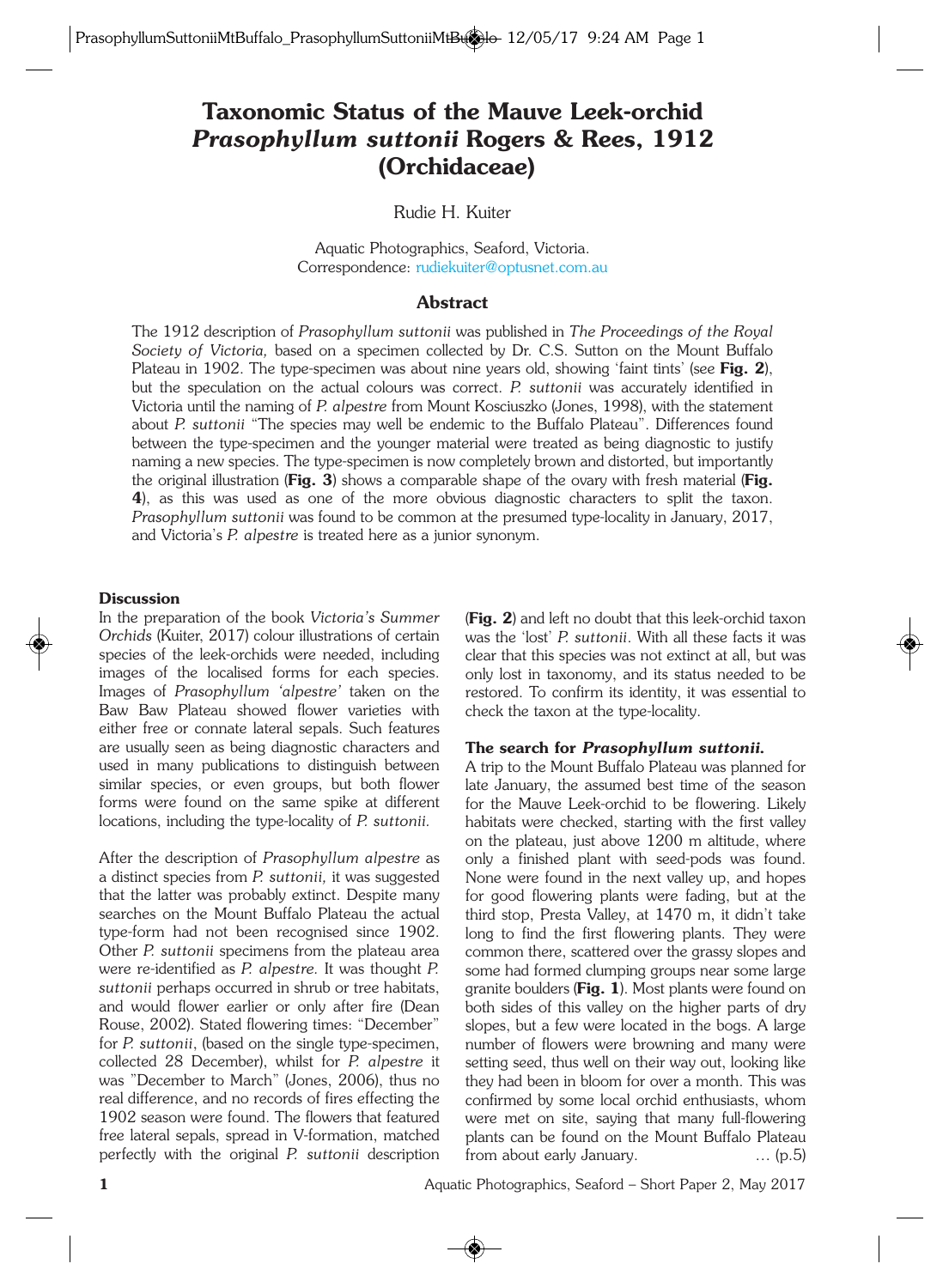# Taxonomic Status of the Mauve Leek-orchid *Prasophyllum suttonii* Rogers & Rees, 1912 (Orchidaceae)

Rudie H. Kuiter

Aquatic Photographics, Seaford, Victoria.
Correspondence: rudiekuiter@optusnet.com.au

## Abstract

The 1912 description of *Prasophyllum suttonii* was published in *The Proceedings of the Royal Society of Victoria,* based on a specimen collected by Dr. C.S. Sutton on the Mount Buffalo Plateau in 1902. The type-specimen was about nine years old, showing 'faint tints' (see **Fig. 2**), but the speculation on the actual colours was correct. *P. suttonii* was accurately identified in Victoria until the naming of *P. alpestre* from Mount Kosciuszko (Jones, 1998), with the statement about *P. suttonii* "The species may well be endemic to the Buffalo Plateau". Differences found between the type-specimen and the younger material were treated as being diagnostic to justify naming a new species. The type-specimen is now completely brown and distorted, but importantly the original illustration (**Fig. 3**) shows a comparable shape of the ovary with fresh material (**Fig. 4**), as this was used as one of the more obvious diagnostic characters to split the taxon. *Prasophyllum suttonii* was found to be common at the presumed type-locality in January, 2017, and Victoria's *P. alpestre* is treated here as a junior synonym.

### Discussion

In the preparation of the book *Victoria's Summer Orchids* (Kuiter, 2017) colour illustrations of certain species of the leek-orchids were needed, including images of the localised forms for each species. Images of *Prasophyllum 'alpestre'* taken on the Baw Baw Plateau showed flower varieties with either free or connate lateral sepals. Such features are usually seen as being diagnostic characters and used in many publications to distinguish between similar species, or even groups, but both flower forms were found on the same spike at different locations, including the type-locality of *P. suttonii.*

After the description of *Prasophyllum alpestre* as a distinct species from *P. suttonii,* it was suggested that the latter was probably extinct. Despite many searches on the Mount Buffalo Plateau the actual type-form had not been recognised since 1902. Other *P. suttonii* specimens from the plateau area were re-identified as *P. alpestre.* It was thought *P. suttonii* perhaps occurred in shrub or tree habitats, and would flower earlier or only after fire (Dean Rouse, 2002). Stated flowering times: "December" for *P. suttonii*, (based on the single type-specimen, collected 28 December), whilst for *P. alpestre* it was "December to March" (Jones, 2006), thus no real difference, and no records of fires effecting the 1902 season were found. The flowers that featured free lateral sepals, spread in V-formation, matched perfectly with the original *P. suttonii* description (**Fig. 2**) and left no doubt that this leek-orchid taxon was the 'lost' *P. suttonii*. With all these facts it was clear that this species was not extinct at all, but was only lost in taxonomy, and its status needed to be restored. To confirm its identity, it was essential to check the taxon at the type-locality.

### The search for *Prasophyllum suttonii.*

A trip to the Mount Buffalo Plateau was planned for late January, the assumed best time of the season for the Mauve Leek-orchid to be flowering. Likely habitats were checked, starting with the first valley on the plateau, just above 1200 m altitude, where only a finished plant with seed-pods was found. None were found in the next valley up, and hopes for good flowering plants were fading, but at the third stop, Presta Valley, at 1470 m, it didn't take long to find the first flowering plants. They were common there, scattered over the grassy slopes and some had formed clumping groups near some large granite boulders (**Fig. 1**). Most plants were found on both sides of this valley on the higher parts of dry slopes, but a few were located in the bogs. A large number of flowers were browning and many were setting seed, thus well on their way out, looking like they had been in bloom for over a month. This was confirmed by some local orchid enthusiasts, whom were met on site, saying that many full-flowering plants can be found on the Mount Buffalo Plateau from about early January. … (p.5)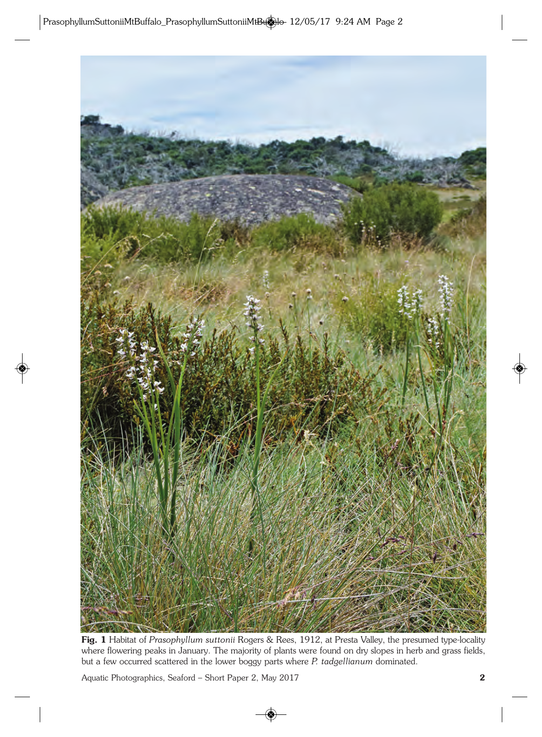**Fig. 1** Habitat of *Prasophyllum suttonii* Rogers & Rees, 1912, at Presta Valley, the presumed type-locality where flowering peaks in January. The majority of plants were found on dry slopes in herb and grass fields, but a few occurred scattered in the lower boggy parts where *P. tadgellianum* dominated.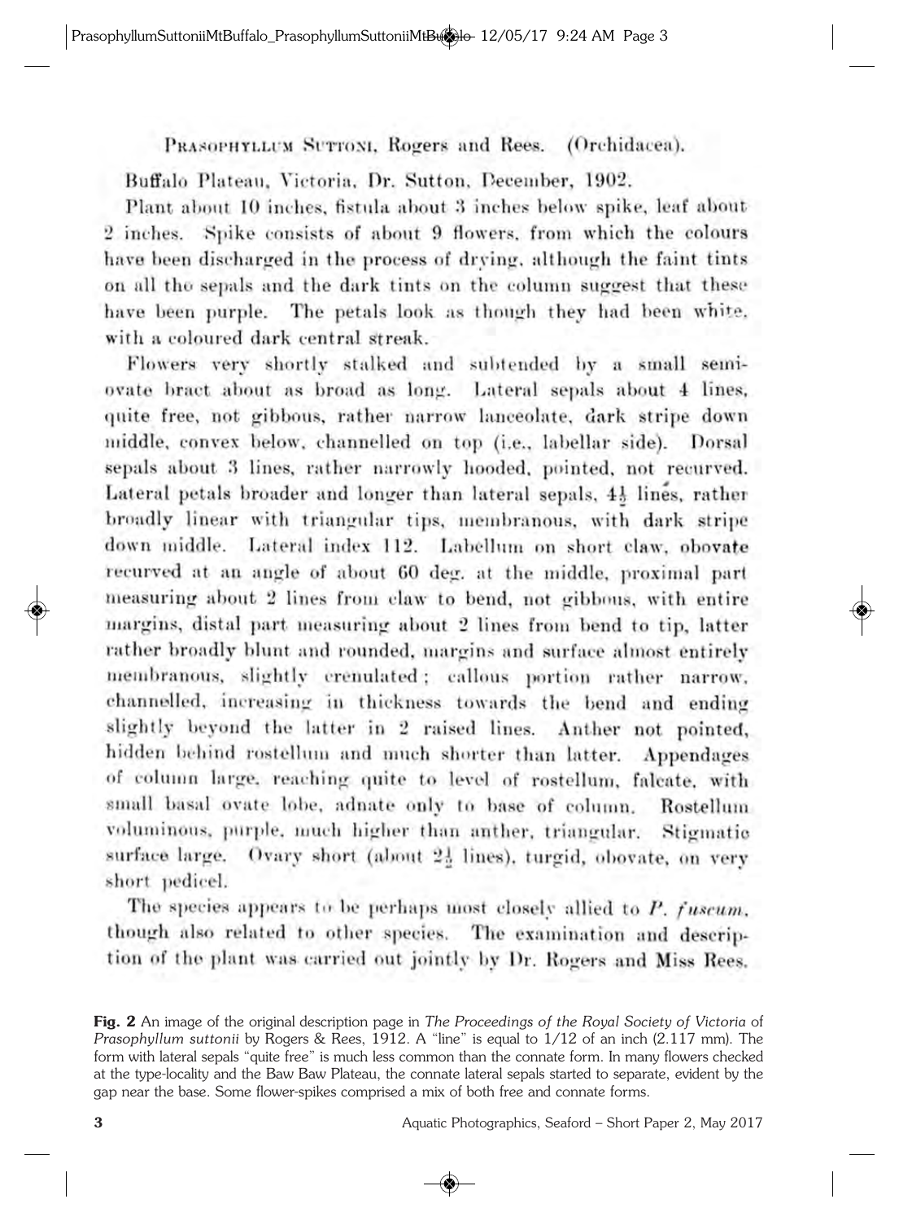PRASOPHYLLUM SUTTONI, Rogers and Rees. (Orchidacea).

Buffalo Plateau, Victoria, Dr. Sutton, December, 1902.

Plant about 10 inches, fistula about 3 inches below spike, leaf about 2 inches. Spike consists of about 9 flowers, from which the colours have been discharged in the process of drying, although the faint tints on all the sepals and the dark tints on the column suggest that these have been purple. The petals look as though they had been white, with a coloured dark central streak.

Flowers very shortly stalked and subtended by a small semi-ovate bract about as broad as long. Lateral sepals about 4 lines, quite free, not gibbous, rather narrow lanceolate, dark stripe down middle, convex below, channelled on top (i.e., labellar side). Dorsal sepals about 3 lines, rather narrowly hooded, pointed, not recurved. Lateral petals broader and longer than lateral sepals, 4½ lines, rather broadly linear with triangular tips, membranous, with dark stripe down middle. Lateral index 112. Labellum on short claw, obovate recurved at an angle of about 60 deg. at the middle, proximal part measuring about 2 lines from claw to bend, not gibbous, with entire margins, distal part measuring about 2 lines from bend to tip, latter rather broadly blunt and rounded, margins and surface almost entirely membranous, slightly crenulated; callous portion rather narrow, channelled, increasing in thickness towards the bend and ending slightly beyond the latter in 2 raised lines. Anther not pointed, hidden behind rostellum and much shorter than latter. Appendages of column large, reaching quite to level of rostellum, falcate, with small basal ovate lobe, adnate only to base of column. Rostellum voluminous, purple, much higher than anther, triangular. Stigmatic surface large. Ovary short (about 2½ lines), turgid, obovate, on very short pedicel.

The species appears to be perhaps most closely allied to *P. fuscum*, though also related to other species. The examination and description of the plant was carried out jointly by Dr. Rogers and Miss Rees.

**Fig. 2** An image of the original description page in *The Proceedings of the Royal Society of Victoria* of *Prasophyllum suttonii* by Rogers & Rees, 1912. A "line" is equal to 1/12 of an inch (2.117 mm). The form with lateral sepals "quite free" is much less common than the connate form. In many flowers checked at the type-locality and the Baw Baw Plateau, the connate lateral sepals started to separate, evident by the gap near the base. Some flower-spikes comprised a mix of both free and connate forms.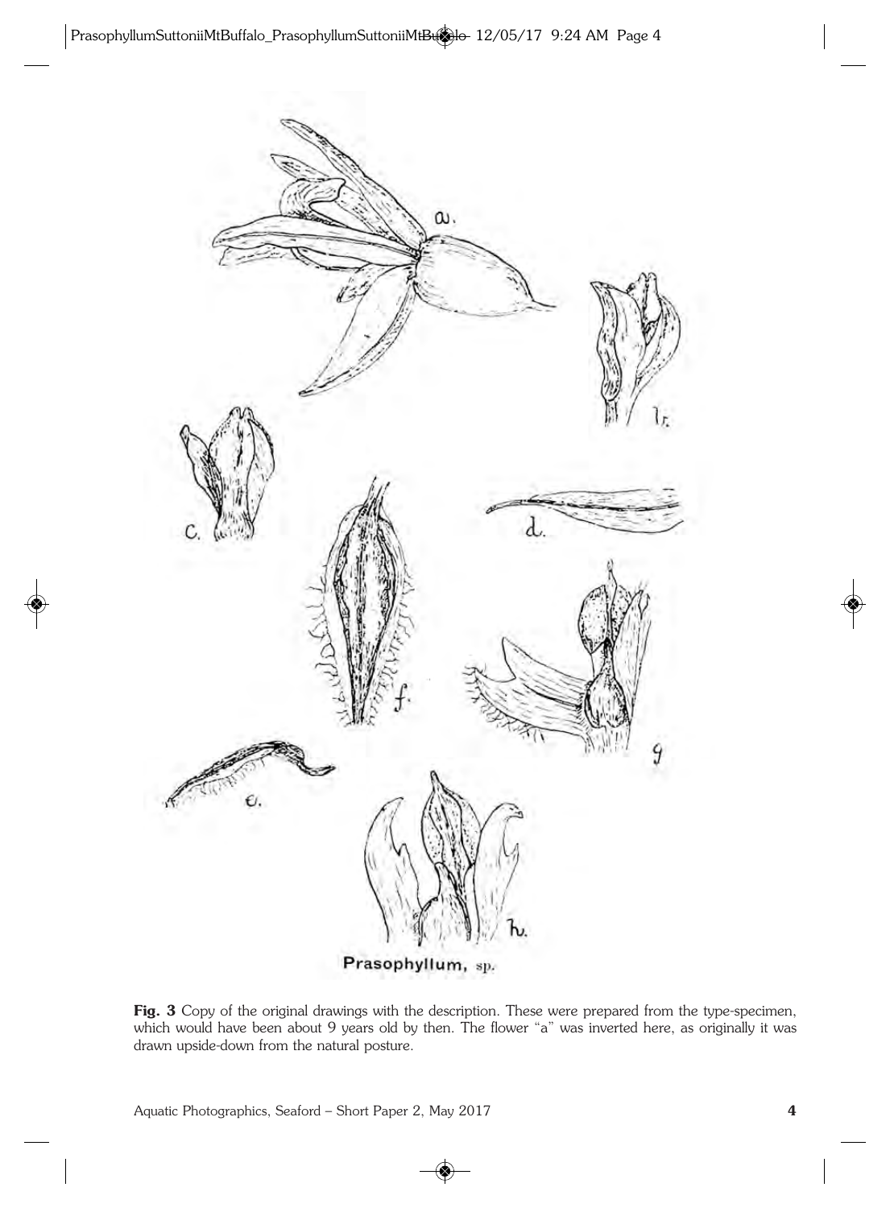Prasophyllum, sp.

**Fig. 3** Copy of the original drawings with the description. These were prepared from the type-specimen, which would have been about 9 years old by then. The flower "a" was inverted here, as originally it was drawn upside-down from the natural posture.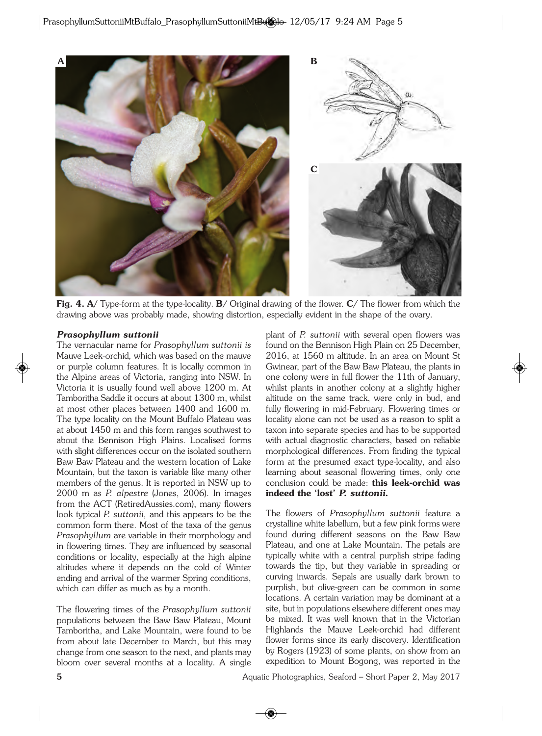**Fig. 4. A/** Type-form at the type-locality. **B/** Original drawing of the flower. **C/** The flower from which the drawing above was probably made, showing distortion, especially evident in the shape of the ovary.

### *Prasophyllum suttonii*

The vernacular name for *Prasophyllum suttonii* is Mauve Leek-orchid, which was based on the mauve or purple column features. It is locally common in the Alpine areas of Victoria, ranging into NSW. In Victoria it is usually found well above 1200 m. At Tamboritha Saddle it occurs at about 1300 m, whilst at most other places between 1400 and 1600 m. The type locality on the Mount Buffalo Plateau was at about 1450 m and this form ranges southwest to about the Bennison High Plains. Localised forms with slight differences occur on the isolated southern Baw Baw Plateau and the western location of Lake Mountain, but the taxon is variable like many other members of the genus. It is reported in NSW up to 2000 m as *P. alpestre* (Jones, 2006). In images from the ACT (RetiredAussies.com), many flowers look typical *P. suttonii,* and this appears to be the common form there. Most of the taxa of the genus *Prasophyllum* are variable in their morphology and in flowering times. They are influenced by seasonal conditions or locality, especially at the high alpine altitudes where it depends on the cold of Winter ending and arrival of the warmer Spring conditions, which can differ as much as by a month.

The flowering times of the *Prasophyllum suttonii* populations between the Baw Baw Plateau, Mount Tamboritha, and Lake Mountain, were found to be from about late December to March, but this may change from one season to the next, and plants may bloom over several months at a locality. A single plant of *P. suttonii* with several open flowers was found on the Bennison High Plain on 25 December, 2016, at 1560 m altitude. In an area on Mount St Gwinear, part of the Baw Baw Plateau, the plants in one colony were in full flower the 11th of January, whilst plants in another colony at a slightly higher altitude on the same track, were only in bud, and fully flowering in mid-February. Flowering times or locality alone can not be used as a reason to split a taxon into separate species and has to be supported with actual diagnostic characters, based on reliable morphological differences. From finding the typical form at the presumed exact type-locality, and also learning about seasonal flowering times, only one conclusion could be made: **this leek-orchid was indeed the 'lost' *P. suttonii.***

The flowers of *Prasophyllum suttonii* feature a crystalline white labellum, but a few pink forms were found during different seasons on the Baw Baw Plateau, and one at Lake Mountain. The petals are typically white with a central purplish stripe fading towards the tip, but they variable in spreading or curving inwards. Sepals are usually dark brown to purplish, but olive-green can be common in some locations. A certain variation may be dominant at a site, but in populations elsewhere different ones may be mixed. It was well known that in the Victorian Highlands the Mauve Leek-orchid had different flower forms since its early discovery. Identification by Rogers (1923) of some plants, on show from an expedition to Mount Bogong, was reported in the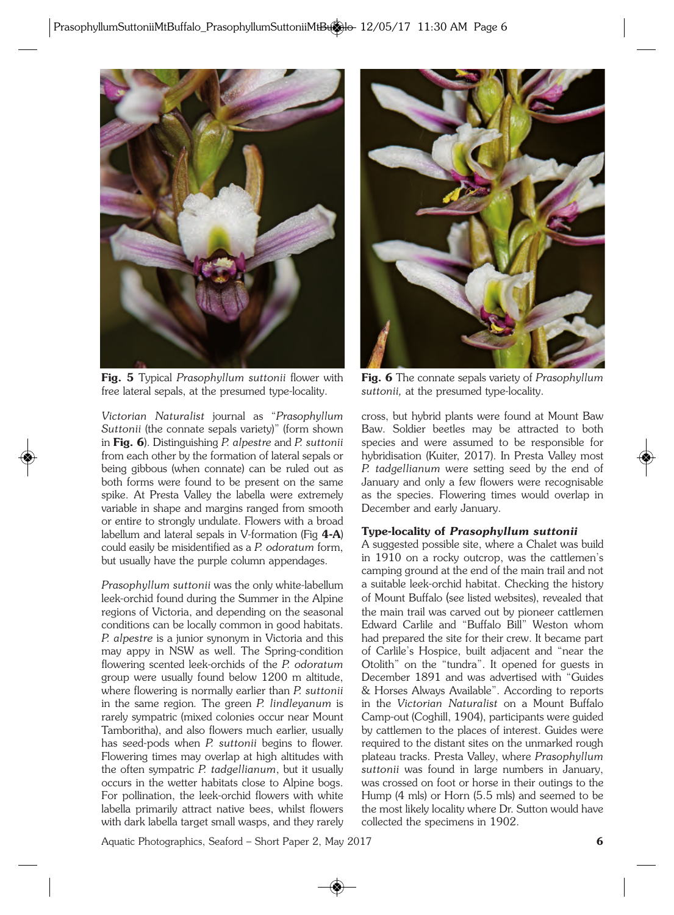**Fig. 5** Typical *Prasophyllum suttonii* flower with free lateral sepals, at the presumed type-locality.

**Fig. 6** The connate sepals variety of *Prasophyllum suttonii,* at the presumed type-locality.

*Victorian Naturalist* journal as "*Prasophyllum Suttonii* (the connate sepals variety)" (form shown in **Fig. 6**). Distinguishing *P. alpestre* and *P. suttonii* from each other by the formation of lateral sepals or being gibbous (when connate) can be ruled out as both forms were found to be present on the same spike. At Presta Valley the labella were extremely variable in shape and margins ranged from smooth or entire to strongly undulate. Flowers with a broad labellum and lateral sepals in V-formation (Fig **4-A**) could easily be misidentified as a *P. odoratum* form, but usually have the purple column appendages.

*Prasophyllum suttonii* was the only white-labellum leek-orchid found during the Summer in the Alpine regions of Victoria, and depending on the seasonal conditions can be locally common in good habitats. *P. alpestre* is a junior synonym in Victoria and this may appy in NSW as well. The Spring-condition flowering scented leek-orchids of the *P. odoratum* group were usually found below 1200 m altitude, where flowering is normally earlier than *P. suttonii* in the same region. The green *P. lindleyanum* is rarely sympatric (mixed colonies occur near Mount Tamboritha), and also flowers much earlier, usually has seed-pods when *P. suttonii* begins to flower. Flowering times may overlap at high altitudes with the often sympatric *P. tadgellianum*, but it usually occurs in the wetter habitats close to Alpine bogs. For pollination, the leek-orchid flowers with white labella primarily attract native bees, whilst flowers with dark labella target small wasps, and they rarely cross, but hybrid plants were found at Mount Baw Baw. Soldier beetles may be attracted to both species and were assumed to be responsible for hybridisation (Kuiter, 2017). In Presta Valley most *P. tadgellianum* were setting seed by the end of January and only a few flowers were recognisable as the species. Flowering times would overlap in December and early January.

### Type-locality of *Prasophyllum suttonii*

A suggested possible site, where a Chalet was build in 1910 on a rocky outcrop, was the cattlemen's camping ground at the end of the main trail and not a suitable leek-orchid habitat. Checking the history of Mount Buffalo (see listed websites), revealed that the main trail was carved out by pioneer cattlemen Edward Carlile and "Buffalo Bill" Weston whom had prepared the site for their crew. It became part of Carlile's Hospice, built adjacent and "near the Otolith" on the "tundra". It opened for guests in December 1891 and was advertised with "Guides & Horses Always Available". According to reports in the *Victorian Naturalist* on a Mount Buffalo Camp-out (Coghill, 1904), participants were guided by cattlemen to the places of interest. Guides were required to the distant sites on the unmarked rough plateau tracks. Presta Valley, where *Prasophyllum suttonii* was found in large numbers in January, was crossed on foot or horse in their outings to the Hump (4 mls) or Horn (5.5 mls) and seemed to be the most likely locality where Dr. Sutton would have collected the specimens in 1902.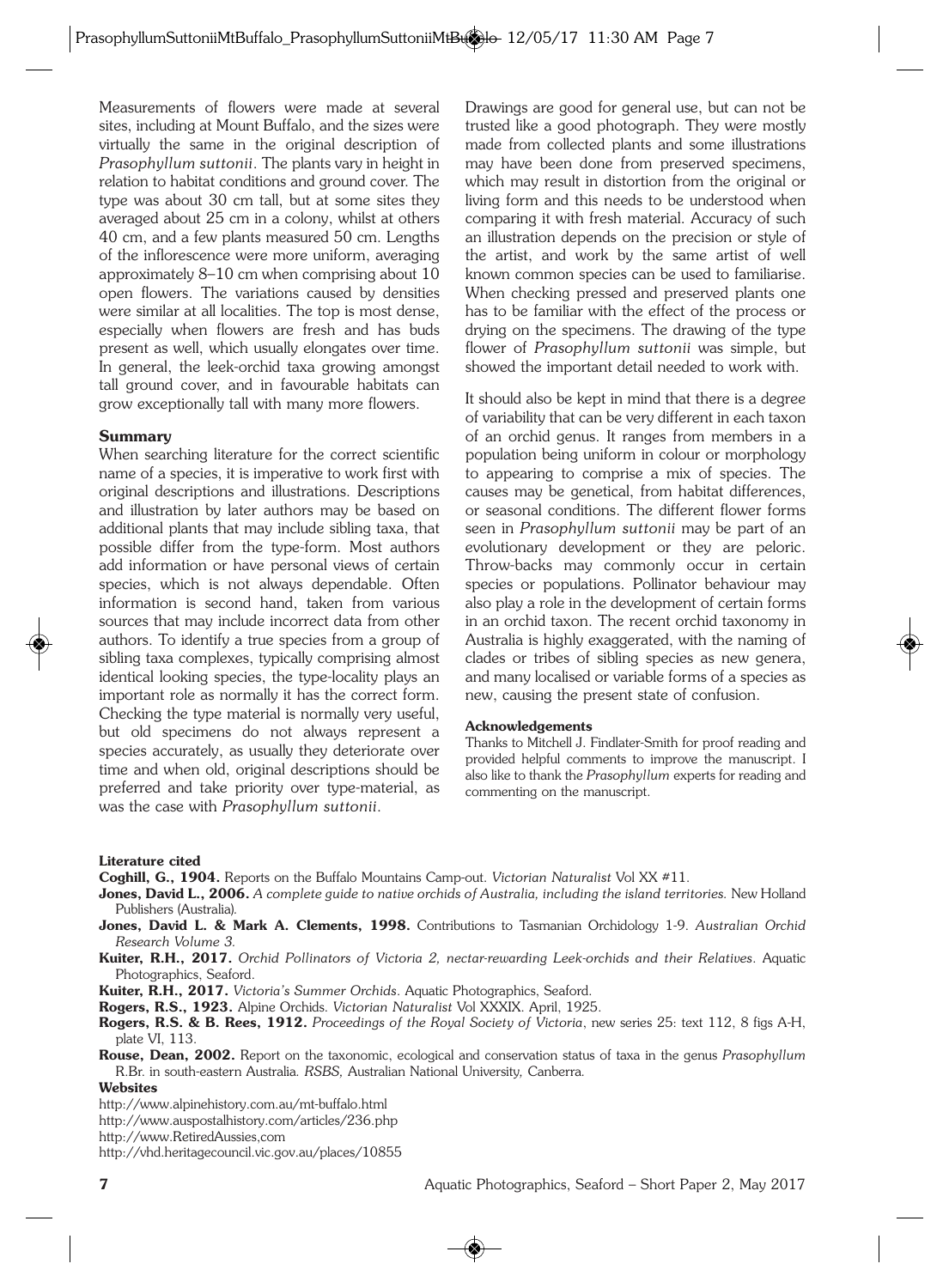Measurements of flowers were made at several sites, including at Mount Buffalo, and the sizes were virtually the same in the original description of *Prasophyllum suttonii*. The plants vary in height in relation to habitat conditions and ground cover. The type was about 30 cm tall, but at some sites they averaged about 25 cm in a colony, whilst at others 40 cm, and a few plants measured 50 cm. Lengths of the inflorescence were more uniform, averaging approximately 8–10 cm when comprising about 10 open flowers. The variations caused by densities were similar at all localities. The top is most dense, especially when flowers are fresh and has buds present as well, which usually elongates over time. In general, the leek-orchid taxa growing amongst tall ground cover, and in favourable habitats can grow exceptionally tall with many more flowers.

## Summary

When searching literature for the correct scientific name of a species, it is imperative to work first with original descriptions and illustrations. Descriptions and illustration by later authors may be based on additional plants that may include sibling taxa, that possible differ from the type-form. Most authors add information or have personal views of certain species, which is not always dependable. Often information is second hand, taken from various sources that may include incorrect data from other authors. To identify a true species from a group of sibling taxa complexes, typically comprising almost identical looking species, the type-locality plays an important role as normally it has the correct form. Checking the type material is normally very useful, but old specimens do not always represent a species accurately, as usually they deteriorate over time and when old, original descriptions should be preferred and take priority over type-material, as was the case with *Prasophyllum suttonii*.

Drawings are good for general use, but can not be trusted like a good photograph. They were mostly made from collected plants and some illustrations may have been done from preserved specimens, which may result in distortion from the original or living form and this needs to be understood when comparing it with fresh material. Accuracy of such an illustration depends on the precision or style of the artist, and work by the same artist of well known common species can be used to familiarise. When checking pressed and preserved plants one has to be familiar with the effect of the process or drying on the specimens. The drawing of the type flower of *Prasophyllum suttonii* was simple, but showed the important detail needed to work with.

It should also be kept in mind that there is a degree of variability that can be very different in each taxon of an orchid genus. It ranges from members in a population being uniform in colour or morphology to appearing to comprise a mix of species. The causes may be genetical, from habitat differences, or seasonal conditions. The different flower forms seen in *Prasophyllum suttonii* may be part of an evolutionary development or they are peloric. Throw-backs may commonly occur in certain species or populations. Pollinator behaviour may also play a role in the development of certain forms in an orchid taxon. The recent orchid taxonomy in Australia is highly exaggerated, with the naming of clades or tribes of sibling species as new genera, and many localised or variable forms of a species as new, causing the present state of confusion.

### Acknowledgements

Thanks to Mitchell J. Findlater-Smith for proof reading and provided helpful comments to improve the manuscript. I also like to thank the *Prasophyllum* experts for reading and commenting on the manuscript.

### Literature cited

**Coghill, G., 1904.** Reports on the Buffalo Mountains Camp-out. *Victorian Naturalist* Vol XX #11.

**Jones, David L., 2006.** *A complete guide to native orchids of Australia, including the island territories.* New Holland Publishers (Australia).

**Jones, David L. & Mark A. Clements, 1998.** Contributions to Tasmanian Orchidology 1-9. *Australian Orchid Research Volume 3.*

**Kuiter, R.H., 2017.** *Orchid Pollinators of Victoria 2, nectar-rewarding Leek-orchids and their Relatives*. Aquatic Photographics, Seaford.

**Kuiter, R.H., 2017.** *Victoria's Summer Orchids*. Aquatic Photographics, Seaford.

**Rogers, R.S., 1923.** Alpine Orchids. *Victorian Naturalist* Vol XXXIX. April, 1925.

**Rogers, R.S. & B. Rees, 1912.** *Proceedings of the Royal Society of Victoria*, new series 25: text 112, 8 figs A-H, plate VI, 113.

**Rouse, Dean, 2002.** Report on the taxonomic, ecological and conservation status of taxa in the genus *Prasophyllum* R.Br. in south-eastern Australia. *RSBS,* Australian National University*,* Canberra.

### Websites

http://www.alpinehistory.com.au/mt-buffalo.html

http://www.auspostalhistory.com/articles/236.php

http://www.RetiredAussies,com

http://vhd.heritagecouncil.vic.gov.au/places/10855